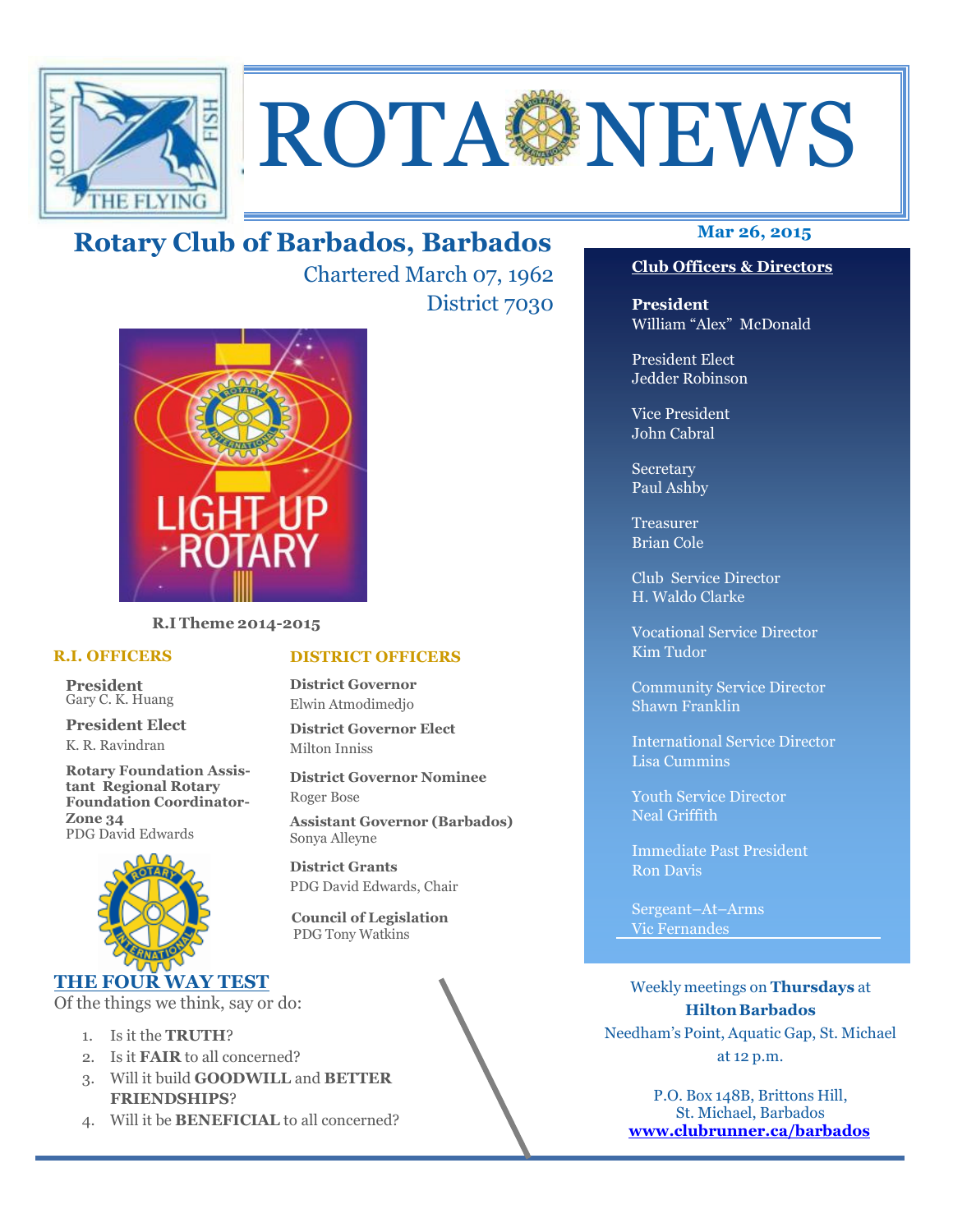# ROTA NEWS

## Rotary Club of Barbados, Barbados

Chartered March 07, 1962

District 7030

Mar 26, 2015

**R.I Theme 2014-2015**

### R.I. OFFICERS

**President**
Gary C. K. Huang

**President Elect**
K. R. Ravindran

**Rotary Foundation Assistant Regional Rotary Foundation Coordinator-Zone 34**
PDG David Edwards

### DISTRICT OFFICERS

**District Governor**
Elwin Atmodimedjo

**District Governor Elect**
Milton Inniss

**District Governor Nominee**
Roger Bose

**Assistant Governor (Barbados)**
Sonya Alleyne

**District Grants**
PDG David Edwards, Chair

**Council of Legislation**
PDG Tony Watkins

### THE FOUR WAY TEST

Of the things we think, say or do:

1. Is it the **TRUTH**?
2. Is it **FAIR** to all concerned?
3. Will it build **GOODWILL** and **BETTER FRIENDSHIPS**?
4. Will it be **BENEFICIAL** to all concerned?

### Club Officers & Directors

**President**
William "Alex" McDonald

President Elect
Jedder Robinson

Vice President
John Cabral

Secretary
Paul Ashby

Treasurer
Brian Cole

Club Service Director
H. Waldo Clarke

Vocational Service Director
Kim Tudor

Community Service Director
Shawn Franklin

International Service Director
Lisa Cummins

Youth Service Director
Neal Griffith

Immediate Past President
Ron Davis

Sergeant–At–Arms
Vic Fernandes

Weekly meetings on **Thursdays** at **Hilton Barbados**
Needham's Point, Aquatic Gap, St. Michael
at 12 p.m.

P.O. Box 148B, Brittons Hill,
St. Michael, Barbados
**www.clubrunner.ca/barbados**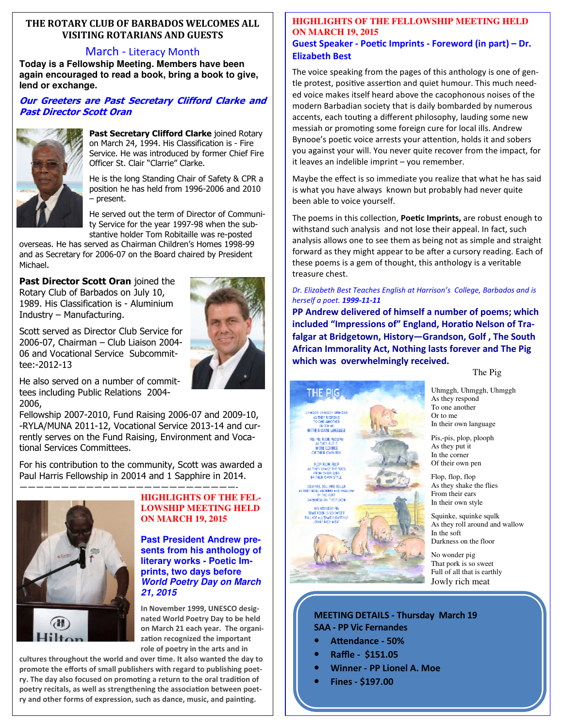## THE ROTARY CLUB OF BARBADOS WELCOMES ALL VISITING ROTARIANS AND GUESTS

### March - Literacy Month

**Today is a Fellowship Meeting. Members have been again encouraged to read a book, bring a book to give, lend or exchange.**

***Our Greeters are Past Secretary Clifford Clarke and Past Director Scott Oran***

**Past Secretary Clifford Clarke** joined Rotary on March 24, 1994. His Classification is - Fire Service. He was introduced by former Chief Fire Officer St. Clair "Clarrie" Clarke.

He is the long Standing Chair of Safety & CPR a position he has held from 1996-2006 and 2010 – present.

He served out the term of Director of Community Service for the year 1997-98 when the substantive holder Tom Robitaille was re-posted overseas. He has served as Chairman Children's Homes 1998-99 and as Secretary for 2006-07 on the Board chaired by President Michael.

**Past Director Scott Oran** joined the Rotary Club of Barbados on July 10, 1989. His Classification is - Aluminium Industry – Manufacturing.

Scott served as Director Club Service for 2006-07, Chairman – Club Liaison 2004-06 and Vocational Service Subcommittee:-2012-13

He also served on a number of committees including Public Relations 2004-2006,

Fellowship 2007-2010, Fund Raising 2006-07 and 2009-10, -RYLA/MUNA 2011-12, Vocational Service 2013-14 and currently serves on the Fund Raising, Environment and Vocational Services Committees.

For his contribution to the community, Scott was awarded a Paul Harris Fellowship in 20014 and 1 Sapphire in 2014.

---

## HIGHLIGHTS OF THE FELLOWSHIP MEETING HELD ON MARCH 19, 2015

**Past President Andrew presents from his anthology of literary works - Poetic Imprints, two days before *World Poetry Day on March 21, 2015***

**In November 1999, UNESCO designated World Poetry Day to be held on March 21 each year. The organization recognized the important role of poetry in the arts and in cultures throughout the world and over time. It also wanted the day to promote the efforts of small publishers with regard to publishing poetry. The day also focused on promoting a return to the oral tradition of poetry recitals, as well as strengthening the association between poetry and other forms of expression, such as dance, music, and painting.**

## HIGHLIGHTS OF THE FELLOWSHIP MEETING HELD ON MARCH 19, 2015

### Guest Speaker - Poetic Imprints - Foreword (in part) – Dr. Elizabeth Best

The voice speaking from the pages of this anthology is one of gentle protest, positive assertion and quiet humour. This much needed voice makes itself heard above the cacophonous noises of the modern Barbadian society that is daily bombarded by numerous accents, each touting a different philosophy, lauding some new messiah or promoting some foreign cure for local ills. Andrew Bynooe's poetic voice arrests your attention, holds it and sobers you against your will. You never quite recover from the impact, for it leaves an indelible imprint – you remember.

Maybe the effect is so immediate you realize that what he has said is what you have always known but probably had never quite been able to voice yourself.

The poems in this collection, **Poetic Imprints,** are robust enough to withstand such analysis and not lose their appeal. In fact, such analysis allows one to see them as being not as simple and straight forward as they might appear to be after a cursory reading. Each of these poems is a gem of thought, this anthology is a veritable treasure chest.

*Dr. Elizabeth Best Teaches English at Harrison's College, Barbados and is herself a poet.* ***1999-11-11***

**PP Andrew delivered of himself a number of poems; which included "Impressions of" England, Horatio Nelson of Trafalgar at Bridgetown, History—Grandson, Golf , The South African Immorality Act, Nothing lasts forever and The Pig which was overwhelmingly received.**

### The Pig

Uhmggh, Uhmggh, Uhmggh
As they respond
To one another
Or to me
In their own language

Pis,-pis, plop, plooph
As they put it
In the corner
Of their own pen

Flop, flop, flop
As they shake the flies
From their ears
In their own style

Squinke, squinke squlk
As they roll around and wallow
In the soft
Darkness on the floor

No wonder pig
That pork is so sweet
Full of all that is earthly
Jowly rich meat

---

**MEETING DETAILS - Thursday March 19**

**SAA - PP Vic Fernandes**

- **Attendance - 50%**
- **Raffle - $151.05**
- **Winner - PP Lionel A. Moe**
- **Fines - $197.00**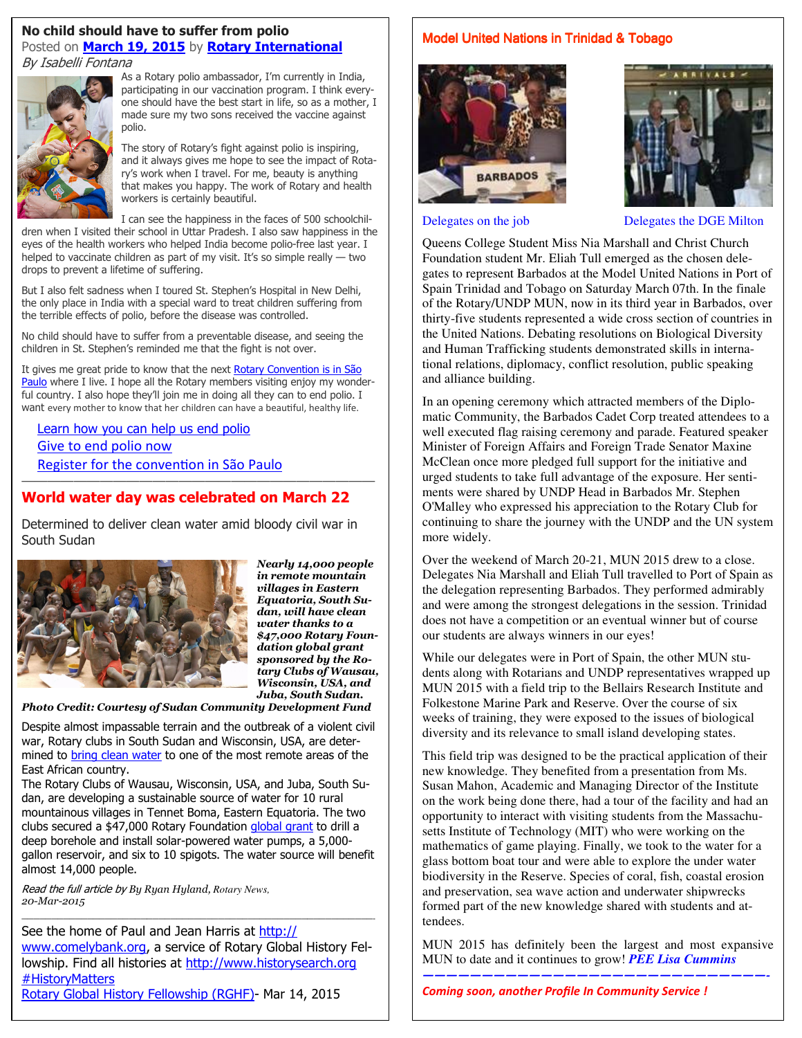## No child should have to suffer from polio

Posted on **March 19, 2015** by **Rotary International**

*By Isabelli Fontana*

As a Rotary polio ambassador, I'm currently in India, participating in our vaccination program. I think everyone should have the best start in life, so as a mother, I made sure my two sons received the vaccine against polio.

The story of Rotary's fight against polio is inspiring, and it always gives me hope to see the impact of Rotary's work when I travel. For me, beauty is anything that makes you happy. The work of Rotary and health workers is certainly beautiful.

I can see the happiness in the faces of 500 schoolchildren when I visited their school in Uttar Pradesh. I also saw happiness in the eyes of the health workers who helped India become polio-free last year. I helped to vaccinate children as part of my visit. It's so simple really — two drops to prevent a lifetime of suffering.

But I also felt sadness when I toured St. Stephen's Hospital in New Delhi, the only place in India with a special ward to treat children suffering from the terrible effects of polio, before the disease was controlled.

No child should have to suffer from a preventable disease, and seeing the children in St. Stephen's reminded me that the fight is not over.

It gives me great pride to know that the next Rotary Convention is in São Paulo where I live. I hope all the Rotary members visiting enjoy my wonderful country. I also hope they'll join me in doing all they can to end polio. I want every mother to know that her children can have a beautiful, healthy life.

Learn how you can help us end polio
Give to end polio now
Register for the convention in São Paulo

---

## World water day was celebrated on March 22

Determined to deliver clean water amid bloody civil war in South Sudan

***Nearly 14,000 people in remote mountain villages in Eastern Equatoria, South Sudan, will have clean water thanks to a $47,000 Rotary Foundation global grant sponsored by the Rotary Clubs of Wausau, Wisconsin, USA, and Juba, South Sudan.***

***Photo Credit: Courtesy of Sudan Community Development Fund***

Despite almost impassable terrain and the outbreak of a violent civil war, Rotary clubs in South Sudan and Wisconsin, USA, are determined to bring clean water to one of the most remote areas of the East African country.

The Rotary Clubs of Wausau, Wisconsin, USA, and Juba, South Sudan, are developing a sustainable source of water for 10 rural mountainous villages in Tennet Boma, Eastern Equatoria. The two clubs secured a $47,000 Rotary Foundation global grant to drill a deep borehole and install solar-powered water pumps, a 5,000-gallon reservoir, and six to 10 spigots. The water source will benefit almost 14,000 people.

*Read the full article by* By Ryan Hyland, Rotary News, *20-Mar-2015*

---

See the home of Paul and Jean Harris at http://www.comelybank.org, a service of Rotary Global History Fellowship. Find all histories at http://www.historysearch.org #HistoryMatters
Rotary Global History Fellowship (RGHF)- Mar 14, 2015

## Model United Nations in Trinidad & Tobago

Delegates on the job

Delegates the DGE Milton

Queens College Student Miss Nia Marshall and Christ Church Foundation student Mr. Eliah Tull emerged as the chosen delegates to represent Barbados at the Model United Nations in Port of Spain Trinidad and Tobago on Saturday March 07th. In the finale of the Rotary/UNDP MUN, now in its third year in Barbados, over thirty-five students represented a wide cross section of countries in the United Nations. Debating resolutions on Biological Diversity and Human Trafficking students demonstrated skills in international relations, diplomacy, conflict resolution, public speaking and alliance building.

In an opening ceremony which attracted members of the Diplomatic Community, the Barbados Cadet Corp treated attendees to a well executed flag raising ceremony and parade. Featured speaker Minister of Foreign Affairs and Foreign Trade Senator Maxine McClean once more pledged full support for the initiative and urged students to take full advantage of the exposure. Her sentiments were shared by UNDP Head in Barbados Mr. Stephen O'Malley who expressed his appreciation to the Rotary Club for continuing to share the journey with the UNDP and the UN system more widely.

Over the weekend of March 20-21, MUN 2015 drew to a close. Delegates Nia Marshall and Eliah Tull travelled to Port of Spain as the delegation representing Barbados. They performed admirably and were among the strongest delegations in the session. Trinidad does not have a competition or an eventual winner but of course our students are always winners in our eyes!

While our delegates were in Port of Spain, the other MUN students along with Rotarians and UNDP representatives wrapped up MUN 2015 with a field trip to the Bellairs Research Institute and Folkestone Marine Park and Reserve. Over the course of six weeks of training, they were exposed to the issues of biological diversity and its relevance to small island developing states.

This field trip was designed to be the practical application of their new knowledge. They benefited from a presentation from Ms. Susan Mahon, Academic and Managing Director of the Institute on the work being done there, had a tour of the facility and had an opportunity to interact with visiting students from the Massachusetts Institute of Technology (MIT) who were working on the mathematics of game playing. Finally, we took to the water for a glass bottom boat tour and were able to explore the under water biodiversity in the Reserve. Species of coral, fish, coastal erosion and preservation, sea wave action and underwater shipwrecks formed part of the new knowledge shared with students and attendees.

MUN 2015 has definitely been the largest and most expansive MUN to date and it continues to grow! ***PEE Lisa Cummins***

---

***Coming soon, another Profile In Community Service !***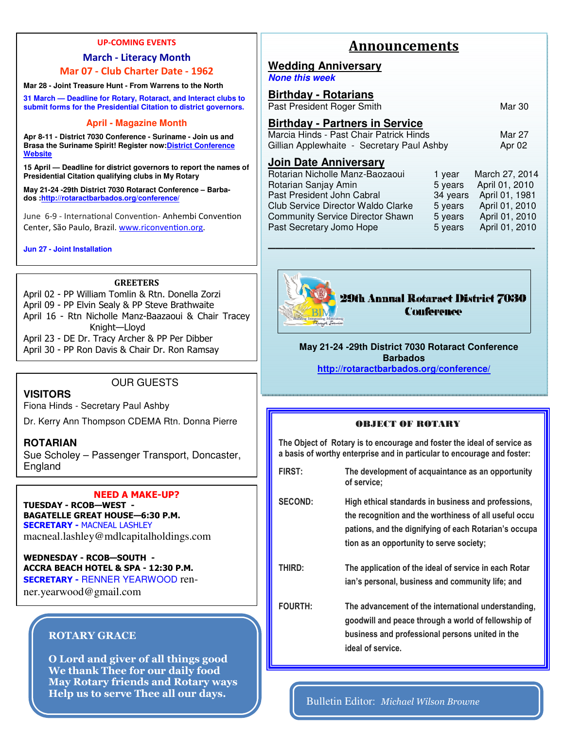## UP-COMING EVENTS

### March - Literacy Month

### Mar 07 - Club Charter Date - 1962

**Mar 28 - Joint Treasure Hunt - From Warrens to the North**

**31 March — Deadline for Rotary, Rotaract, and Interact clubs to submit forms for the Presidential Citation to district governors.**

### April - Magazine Month

**Apr 8-11 - District 7030 Conference - Suriname - Join us and Brasa the Suriname Spirit! Register now: District Conference Website**

**15 April — Deadline for district governors to report the names of Presidential Citation qualifying clubs in My Rotary**

**May 21-24 -29th District 7030 Rotaract Conference – Barbados : http://rotaractbarbados.org/conference/**

June 6-9 - International Convention- Anhembi Convention Center, São Paulo, Brazil. www.riconvention.org.

**Jun 27 - Joint Installation**

## GREETERS

April 02 - PP William Tomlin & Rtn. Donella Zorzi
April 09 - PP Elvin Sealy & PP Steve Brathwaite
April 16 - Rtn Nicholle Manz-Baazaoui & Chair Tracey Knight—Lloyd
April 23 - DE Dr. Tracy Archer & PP Per Dibber
April 30 - PP Ron Davis & Chair Dr. Ron Ramsay

## OUR GUESTS

### VISITORS

Fiona Hinds - Secretary Paul Ashby

Dr. Kerry Ann Thompson CDEMA Rtn. Donna Pierre

### ROTARIAN

Sue Scholey – Passenger Transport, Doncaster, England

## NEED A MAKE-UP?

**TUESDAY - RCOB—WEST -**
**BAGATELLE GREAT HOUSE—6:30 P.M.**
**SECRETARY -** MACNEAL LASHLEY
macneal.lashley@mdlcapitalholdings.com

**WEDNESDAY - RCOB—SOUTH -**
**ACCRA BEACH HOTEL & SPA - 12:30 P.M.**
**SECRETARY -** RENNER YEARWOOD renner.yearwood@gmail.com

## ROTARY GRACE

**O Lord and giver of all things good**
**We thank Thee for our daily food**
**May Rotary friends and Rotary ways**
**Help us to serve Thee all our days.**

# Announcements

## Wedding Anniversary

*None this week*

## Birthday - Rotarians

| | |
|---|---|
| Past President Roger Smith | Mar 30 |

## Birthday - Partners in Service

| | |
|---|---|
| Marcia Hinds - Past Chair Patrick Hinds | Mar 27 |
| Gillian Applewhaite - Secretary Paul Ashby | Apr 02 |

## Join Date Anniversary

| | | |
|---|---|---|
| Rotarian Nicholle Manz-Baozaoui | 1 year | March 27, 2014 |
| Rotarian Sanjay Amin | 5 years | April 01, 2010 |
| Past President John Cabral | 34 years | April 01, 1981 |
| Club Service Director Waldo Clarke | 5 years | April 01, 2010 |
| Community Service Director Shawn | 5 years | April 01, 2010 |
| Past Secretary Jomo Hope | 5 years | April 01, 2010 |

29th Annual Rotaract District 7030 Conference

**May 21-24 -29th District 7030 Rotaract Conference Barbados**
**http://rotaractbarbados.org/conference/**

## OBJECT OF ROTARY

**The Object of Rotary is to encourage and foster the ideal of service as a basis of worthy enterprise and in particular to encourage and foster:**

**FIRST:** The development of acquaintance as an opportunity of service;

**SECOND:** High ethical standards in business and professions, the recognition and the worthiness of all useful occupations, and the dignifying of each Rotarian's occupation as an opportunity to serve society;

**THIRD:** The application of the ideal of service in each Rotarian's personal, business and community life; and

**FOURTH:** The advancement of the international understanding, goodwill and peace through a world of fellowship of business and professional persons united in the ideal of service.

Bulletin Editor: *Michael Wilson Browne*